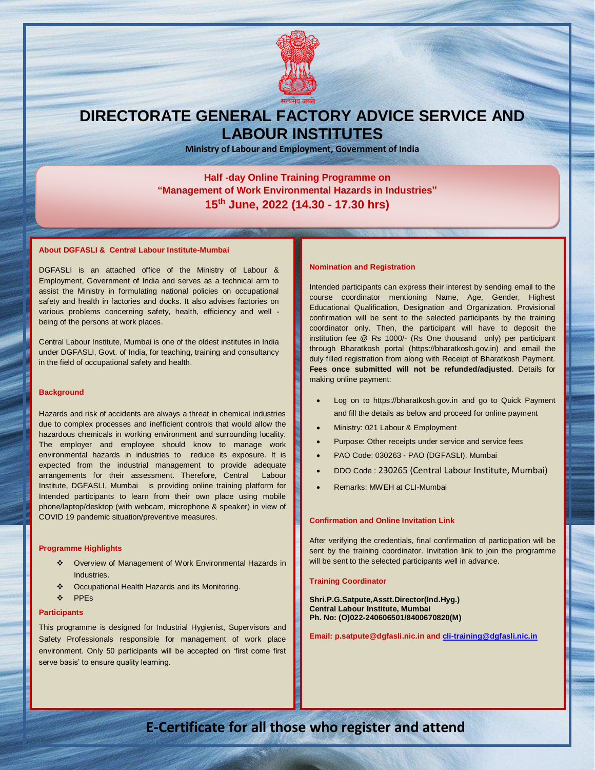सत्यमेव जयते

# DIRECTORATE GENERAL FACTORY ADVICE SERVICE AND LABOUR INSTITUTES

**Ministry of Labour and Employment, Government of India**

## Half -day Online Training Programme on "Management of Work Environmental Hazards in Industries" 15th June, 2022 (14.30 - 17.30 hrs)

### About DGFASLI & Central Labour Institute-Mumbai

DGFASLI is an attached office of the Ministry of Labour & Employment, Government of India and serves as a technical arm to assist the Ministry in formulating national policies on occupational safety and health in factories and docks. It also advises factories on various problems concerning safety, health, efficiency and well - being of the persons at work places.

Central Labour Institute, Mumbai is one of the oldest institutes in India under DGFASLI, Govt. of India, for teaching, training and consultancy in the field of occupational safety and health.

### Background

Hazards and risk of accidents are always a threat in chemical industries due to complex processes and inefficient controls that would allow the hazardous chemicals in working environment and surrounding locality. The employer and employee should know to manage work environmental hazards in industries to reduce its exposure. It is expected from the industrial management to provide adequate arrangements for their assessment. Therefore, Central Labour Institute, DGFASLI, Mumbai is providing online training platform for Intended participants to learn from their own place using mobile phone/laptop/desktop (with webcam, microphone & speaker) in view of COVID 19 pandemic situation/preventive measures.

### Programme Highlights

- Overview of Management of Work Environmental Hazards in Industries.
- Occupational Health Hazards and its Monitoring.
- PPEs

### Participants

This programme is designed for Industrial Hygienist, Supervisors and Safety Professionals responsible for management of work place environment. Only 50 participants will be accepted on 'first come first serve basis' to ensure quality learning.

### Nomination and Registration

Intended participants can express their interest by sending email to the course coordinator mentioning Name, Age, Gender, Highest Educational Qualification, Designation and Organization. Provisional confirmation will be sent to the selected participants by the training coordinator only. Then, the participant will have to deposit the institution fee @ Rs 1000/- (Rs One thousand only) per participant through Bharatkosh portal (https://bharatkosh.gov.in) and email the duly filled registration from along with Receipt of Bharatkosh Payment. **Fees once submitted will not be refunded/adjusted**. Details for making online payment:

- Log on to https://bharatkosh.gov.in and go to Quick Payment and fill the details as below and proceed for online payment
- Ministry: 021 Labour & Employment
- Purpose: Other receipts under service and service fees
- PAO Code: 030263 - PAO (DGFASLI), Mumbai
- DDO Code : 230265 (Central Labour Institute, Mumbai)
- Remarks: MWEH at CLI-Mumbai

### Confirmation and Online Invitation Link

After verifying the credentials, final confirmation of participation will be sent by the training coordinator. Invitation link to join the programme will be sent to the selected participants well in advance.

### Training Coordinator

**Shri.P.G.Satpute,Asstt.Director(Ind.Hyg.)**
**Central Labour Institute, Mumbai**
**Ph. No: (O)022-240606501/8400670820(M)**

**Email: p.satpute@dgfasli.nic.in and cli-training@dgfasli.nic.in**

## E-Certificate for all those who register and attend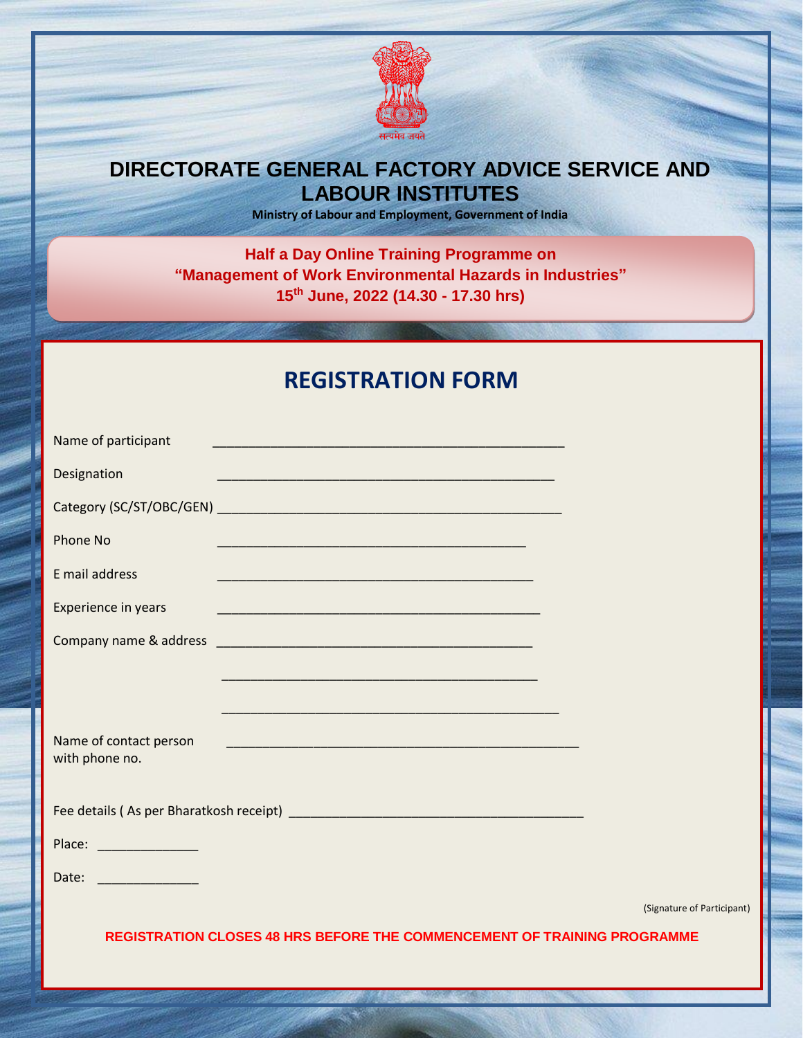सत्यमेव जयते

# DIRECTORATE GENERAL FACTORY ADVICE SERVICE AND LABOUR INSTITUTES

**Ministry of Labour and Employment, Government of India**

**Half a Day Online Training Programme on**
**"Management of Work Environmental Hazards in Industries"**
**15th June, 2022 (14.30 - 17.30 hrs)**

## REGISTRATION FORM

Name of participant ______________________________________________

Designation ______________________________________________

Category (SC/ST/OBC/GEN) ______________________________________________

Phone No ________________________________________

E mail address _________________________________________

Experience in years __________________________________________

Company name & address _________________________________________

_________________________________________

____________________________________________

Name of contact person with phone no. ______________________________________________

Fee details ( As per Bharatkosh receipt) _______________________________________

Place: _____________

Date: _____________

(Signature of Participant)

**REGISTRATION CLOSES 48 HRS BEFORE THE COMMENCEMENT OF TRAINING PROGRAMME**